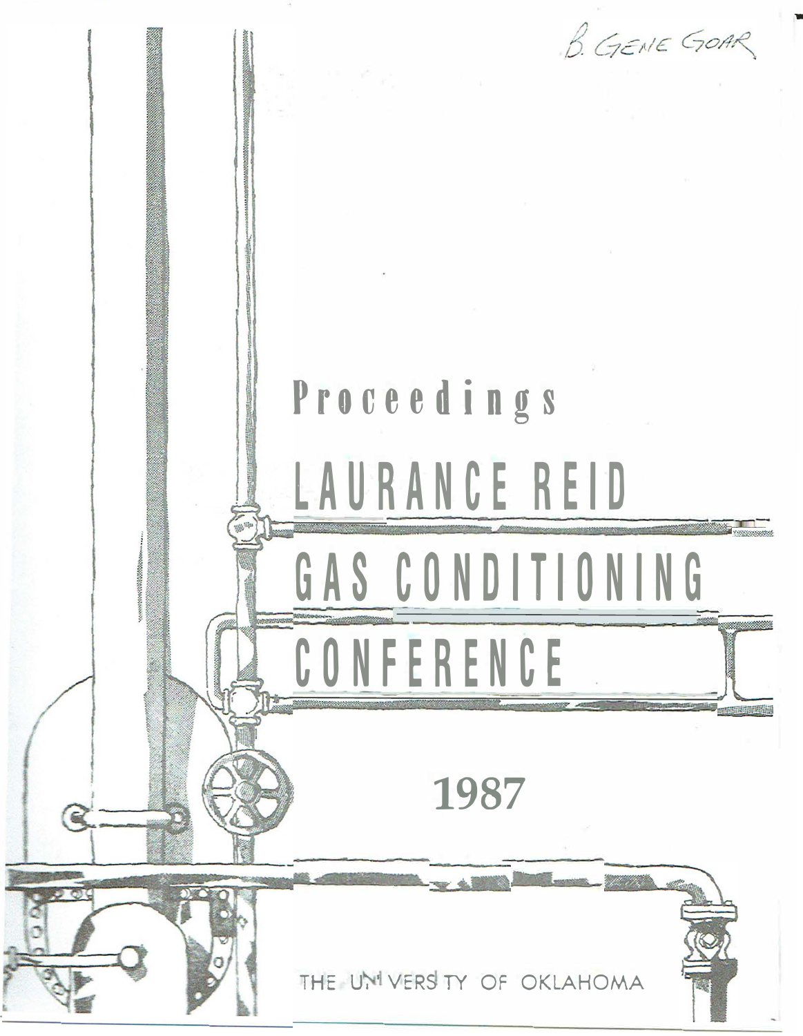B. GENE GOAR

# Proceedings

# LAURANCE REID GAS CONDITIONING CONFERENCE

## 1987

THE UNIVERSITY OF OKLAHOMA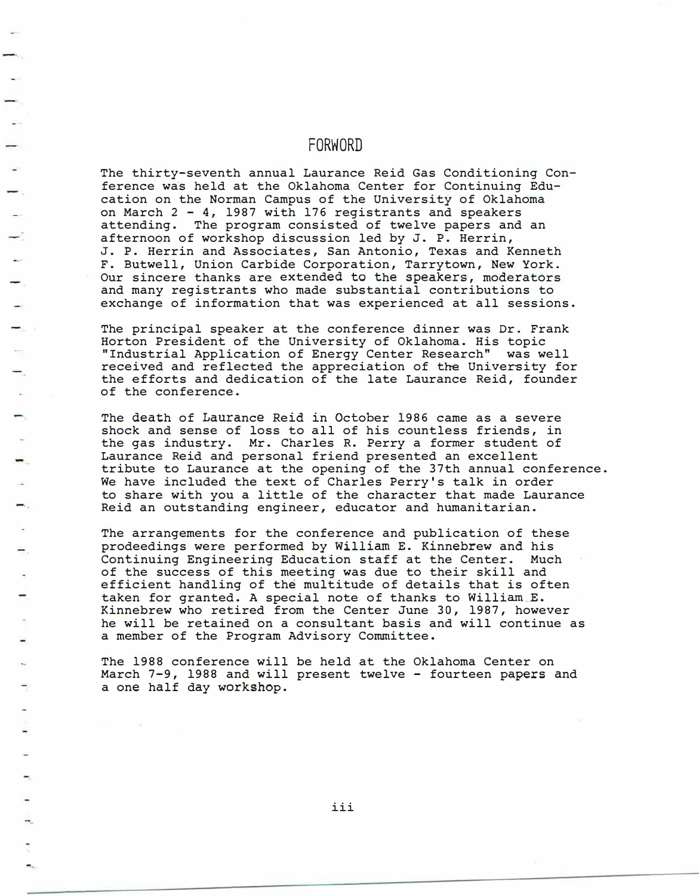# FORWORD

The thirty-seventh annual Laurance Reid Gas Conditioning Conference was held at the Oklahoma Center for Continuing Education on the Norman Campus of the University of Oklahoma on March 2 - 4, 1987 with 176 registrants and speakers attending. The program consisted of twelve papers and an afternoon of workshop discussion led by J. P. Herrin, J. P. Herrin and Associates, San Antonio, Texas and Kenneth F. Butwell, Union Carbide Corporation, Tarrytown, New York. Our sincere thanks are extended to the speakers, moderators and many registrants who made substantial contributions to exchange of information that was experienced at all sessions.

The principal speaker at the conference dinner was Dr. Frank Horton President of the University of Oklahoma. His topic "Industrial Application of Energy Center Research" was well received and reflected the appreciation of the University for the efforts and dedication of the late Laurance Reid, founder of the conference.

The death of Laurance Reid in October 1986 came as a severe shock and sense of loss to all of his countless friends, in the gas industry. Mr. Charles R. Perry a former student of Laurance Reid and personal friend presented an excellent tribute to Laurance at the opening of the 37th annual conference. We have included the text of Charles Perry's talk in order to share with you a little of the character that made Laurance Reid an outstanding engineer, educator and humanitarian.

The arrangements for the conference and publication of these prodeedings were performed by William E. Kinnebrew and his Continuing Engineering Education staff at the Center. Much of the success of this meeting was due to their skill and efficient handling of the multitude of details that is often taken for granted. A special note of thanks to William E. Kinnebrew who retired from the Center June 30, 1987, however he will be retained on a consultant basis and will continue as a member of the Program Advisory Committee.

The 1988 conference will be held at the Oklahoma Center on March 7-9, 1988 and will present twelve - fourteen papers and a one half day workshop.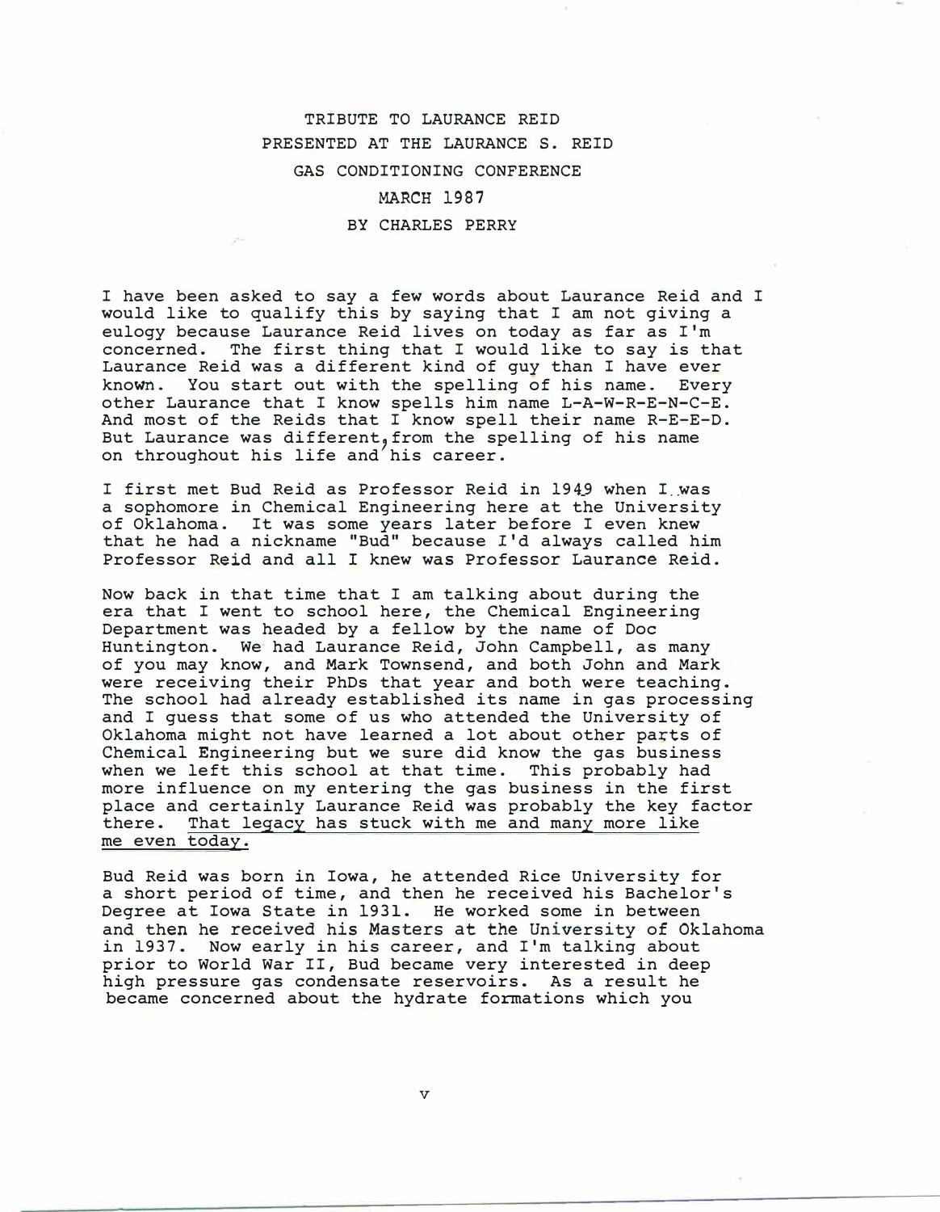# TRIBUTE TO LAURANCE REID
## PRESENTED AT THE LAURANCE S. REID GAS CONDITIONING CONFERENCE
## MARCH 1987
## BY CHARLES PERRY

I have been asked to say a few words about Laurance Reid and I would like to qualify this by saying that I am not giving a eulogy because Laurance Reid lives on today as far as I'm concerned. The first thing that I would like to say is that Laurance Reid was a different kind of guy than I have ever known. You start out with the spelling of his name. Every other Laurance that I know spells him name L-A-W-R-E-N-C-E. And most of the Reids that I know spell their name R-E-E-D. But Laurance was different, from the spelling of his name on throughout his life and his career.

I first met Bud Reid as Professor Reid in 1949 when I was a sophomore in Chemical Engineering here at the University of Oklahoma. It was some years later before I even knew that he had a nickname "Bud" because I'd always called him Professor Reid and all I knew was Professor Laurance Reid.

Now back in that time that I am talking about during the era that I went to school here, the Chemical Engineering Department was headed by a fellow by the name of Doc Huntington. We had Laurance Reid, John Campbell, as many of you may know, and Mark Townsend, and both John and Mark were receiving their PhDs that year and both were teaching. The school had already established its name in gas processing and I guess that some of us who attended the University of Oklahoma might not have learned a lot about other parts of Chemical Engineering but we sure did know the gas business when we left this school at that time. This probably had more influence on my entering the gas business in the first place and certainly Laurance Reid was probably the key factor there. <u>That legacy has stuck with me and many more like me even today.</u>

Bud Reid was born in Iowa, he attended Rice University for a short period of time, and then he received his Bachelor's Degree at Iowa State in 1931. He worked some in between and then he received his Masters at the University of Oklahoma in 1937. Now early in his career, and I'm talking about prior to World War II, Bud became very interested in deep high pressure gas condensate reservoirs. As a result he became concerned about the hydrate formations which you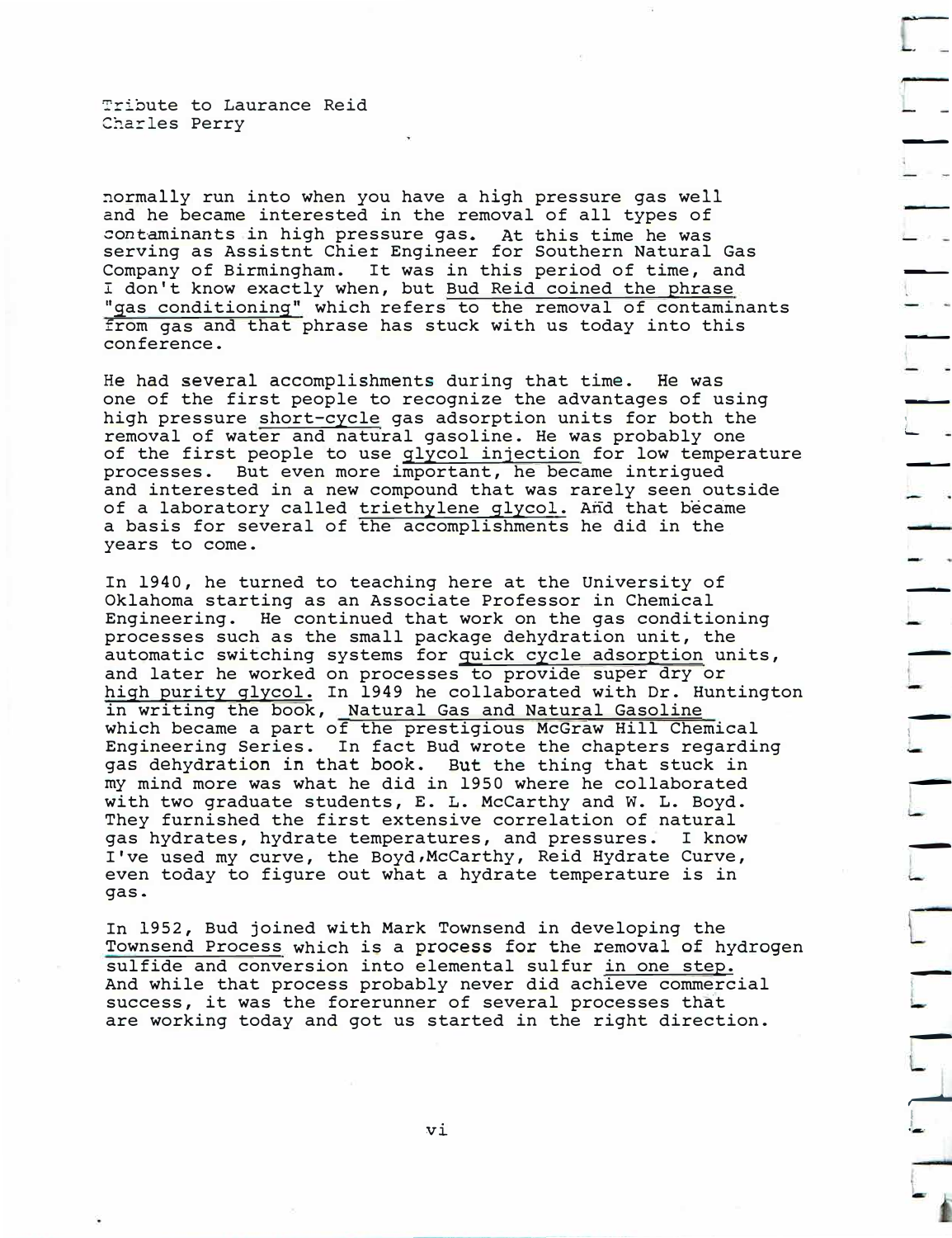normally run into when you have a high pressure gas well and he became interested in the removal of all types of contaminants in high pressure gas. At this time he was serving as Assistnt Chief Engineer for Southern Natural Gas Company of Birmingham. It was in this period of time, and I don't know exactly when, but Bud Reid coined the phrase "gas conditioning" which refers to the removal of contaminants from gas and that phrase has stuck with us today into this conference.

He had several accomplishments during that time. He was one of the first people to recognize the advantages of using high pressure short-cycle gas adsorption units for both the removal of water and natural gasoline. He was probably one of the first people to use glycol injection for low temperature processes. But even more important, he became intrigued and interested in a new compound that was rarely seen outside of a laboratory called triethylene glycol. And that became a basis for several of the accomplishments he did in the years to come.

In 1940, he turned to teaching here at the University of Oklahoma starting as an Associate Professor in Chemical Engineering. He continued that work on the gas conditioning processes such as the small package dehydration unit, the automatic switching systems for quick cycle adsorption units, and later he worked on processes to provide super dry or high purity glycol. In 1949 he collaborated with Dr. Huntington in writing the book, Natural Gas and Natural Gasoline which became a part of the prestigious McGraw Hill Chemical Engineering Series. In fact Bud wrote the chapters regarding gas dehydration in that book. But the thing that stuck in my mind more was what he did in 1950 where he collaborated with two graduate students, E. L. McCarthy and W. L. Boyd. They furnished the first extensive correlation of natural gas hydrates, hydrate temperatures, and pressures. I know I've used my curve, the Boyd,McCarthy, Reid Hydrate Curve, even today to figure out what a hydrate temperature is in gas.

In 1952, Bud joined with Mark Townsend in developing the Townsend Process which is a process for the removal of hydrogen sulfide and conversion into elemental sulfur in one step. And while that process probably never did achieve commercial success, it was the forerunner of several processes that are working today and got us started in the right direction.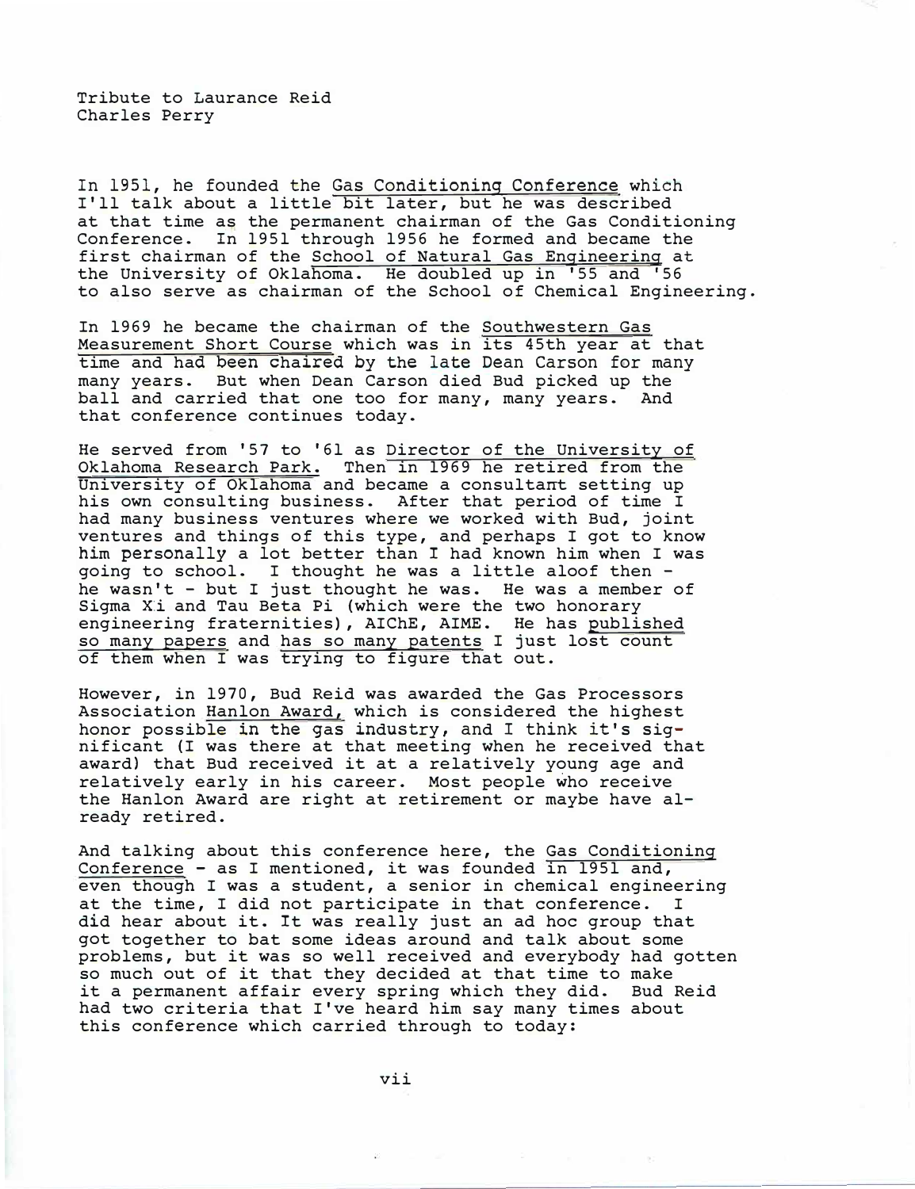Tribute to Laurance Reid
Charles Perry

In 1951, he founded the Gas Conditioning Conference which I'll talk about a little bit later, but he was described at that time as the permanent chairman of the Gas Conditioning Conference. In 1951 through 1956 he formed and became the first chairman of the School of Natural Gas Engineering at the University of Oklahoma. He doubled up in '55 and '56 to also serve as chairman of the School of Chemical Engineering.

In 1969 he became the chairman of the Southwestern Gas Measurement Short Course which was in its 45th year at that time and had been chaired by the late Dean Carson for many many years. But when Dean Carson died Bud picked up the ball and carried that one too for many, many years. And that conference continues today.

He served from '57 to '61 as Director of the University of Oklahoma Research Park. Then in 1969 he retired from the University of Oklahoma and became a consultant setting up his own consulting business. After that period of time I had many business ventures where we worked with Bud, joint ventures and things of this type, and perhaps I got to know him personally a lot better than I had known him when I was going to school. I thought he was a little aloof then - he wasn't - but I just thought he was. He was a member of Sigma Xi and Tau Beta Pi (which were the two honorary engineering fraternities), AIChE, AIME. He has published so many papers and has so many patents I just lost count of them when I was trying to figure that out.

However, in 1970, Bud Reid was awarded the Gas Processors Association Hanlon Award, which is considered the highest honor possible in the gas industry, and I think it's significant (I was there at that meeting when he received that award) that Bud received it at a relatively young age and relatively early in his career. Most people who receive the Hanlon Award are right at retirement or maybe have already retired.

And talking about this conference here, the Gas Conditioning Conference - as I mentioned, it was founded in 1951 and, even though I was a student, a senior in chemical engineering at the time, I did not participate in that conference. I did hear about it. It was really just an ad hoc group that got together to bat some ideas around and talk about some problems, but it was so well received and everybody had gotten so much out of it that they decided at that time to make it a permanent affair every spring which they did. Bud Reid had two criteria that I've heard him say many times about this conference which carried through to today: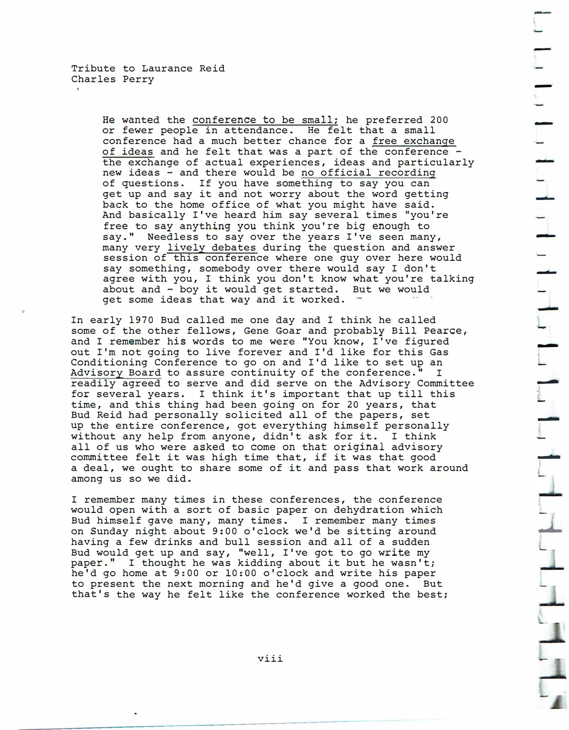Tribute to Laurance Reid
Charles Perry

> He wanted the conference to be small; he preferred 200 or fewer people in attendance. He felt that a small conference had a much better chance for a free exchange of ideas and he felt that was a part of the conference - the exchange of actual experiences, ideas and particularly new ideas - and there would be no official recording of questions. If you have something to say you can get up and say it and not worry about the word getting back to the home office of what you might have said. And basically I've heard him say several times "you're free to say anything you think you're big enough to say." Needless to say over the years I've seen many, many very lively debates during the question and answer session of this conference where one guy over here would say something, somebody over there would say I don't agree with you, I think you don't know what you're talking about and - boy it would get started. But we would get some ideas that way and it worked.

In early 1970 Bud called me one day and I think he called some of the other fellows, Gene Goar and probably Bill Pearce, and I remember his words to me were "You know, I've figured out I'm not going to live forever and I'd like for this Gas Conditioning Conference to go on and I'd like to set up an Advisory Board to assure continuity of the conference." I readily agreed to serve and did serve on the Advisory Committee for several years. I think it's important that up till this time, and this thing had been going on for 20 years, that Bud Reid had personally solicited all of the papers, set up the entire conference, got everything himself personally without any help from anyone, didn't ask for it. I think all of us who were asked to come on that original advisory committee felt it was high time that, if it was that good a deal, we ought to share some of it and pass that work around among us so we did.

I remember many times in these conferences, the conference would open with a sort of basic paper on dehydration which Bud himself gave many, many times. I remember many times on Sunday night about 9:00 o'clock we'd be sitting around having a few drinks and bull session and all of a sudden Bud would get up and say, "well, I've got to go write my paper." I thought he was kidding about it but he wasn't; he'd go home at 9:00 or 10:00 o'clock and write his paper to present the next morning and he'd give a good one. But that's the way he felt like the conference worked the best;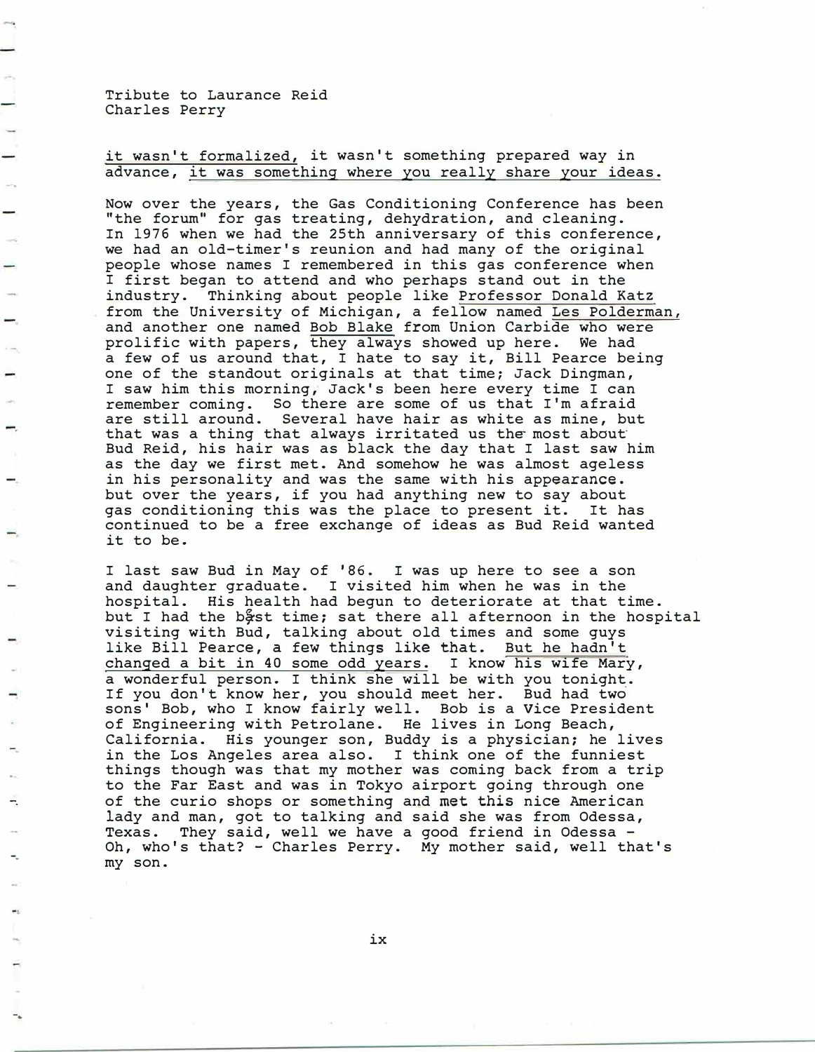Tribute to Laurance Reid
Charles Perry

it wasn't formalized, it wasn't something prepared way in advance, it was something where you really share your ideas.

Now over the years, the Gas Conditioning Conference has been "the forum" for gas treating, dehydration, and cleaning. In 1976 when we had the 25th anniversary of this conference, we had an old-timer's reunion and had many of the original people whose names I remembered in this gas conference when I first began to attend and who perhaps stand out in the industry. Thinking about people like Professor Donald Katz from the University of Michigan, a fellow named Les Polderman, and another one named Bob Blake from Union Carbide who were prolific with papers, they always showed up here. We had a few of us around that, I hate to say it, Bill Pearce being one of the standout originals at that time; Jack Dingman, I saw him this morning, Jack's been here every time I can remember coming. So there are some of us that I'm afraid are still around. Several have hair as white as mine, but that was a thing that always irritated us the most about Bud Reid, his hair was as black the day that I last saw him as the day we first met. And somehow he was almost ageless in his personality and was the same with his appearance. but over the years, if you had anything new to say about gas conditioning this was the place to present it. It has continued to be a free exchange of ideas as Bud Reid wanted it to be.

I last saw Bud in May of '86. I was up here to see a son and daughter graduate. I visited him when he was in the hospital. His health had begun to deteriorate at that time. but I had the best time; sat there all afternoon in the hospital visiting with Bud, talking about old times and some guys like Bill Pearce, a few things like that. But he hadn't changed a bit in 40 some odd years. I know his wife Mary, a wonderful person. I think she will be with you tonight. If you don't know her, you should meet her. Bud had two sons' Bob, who I know fairly well. Bob is a Vice President of Engineering with Petrolane. He lives in Long Beach, California. His younger son, Buddy is a physician; he lives in the Los Angeles area also. I think one of the funniest things though was that my mother was coming back from a trip to the Far East and was in Tokyo airport going through one of the curio shops or something and met this nice American lady and man, got to talking and said she was from Odessa, Texas. They said, well we have a good friend in Odessa - Oh, who's that? - Charles Perry. My mother said, well that's my son.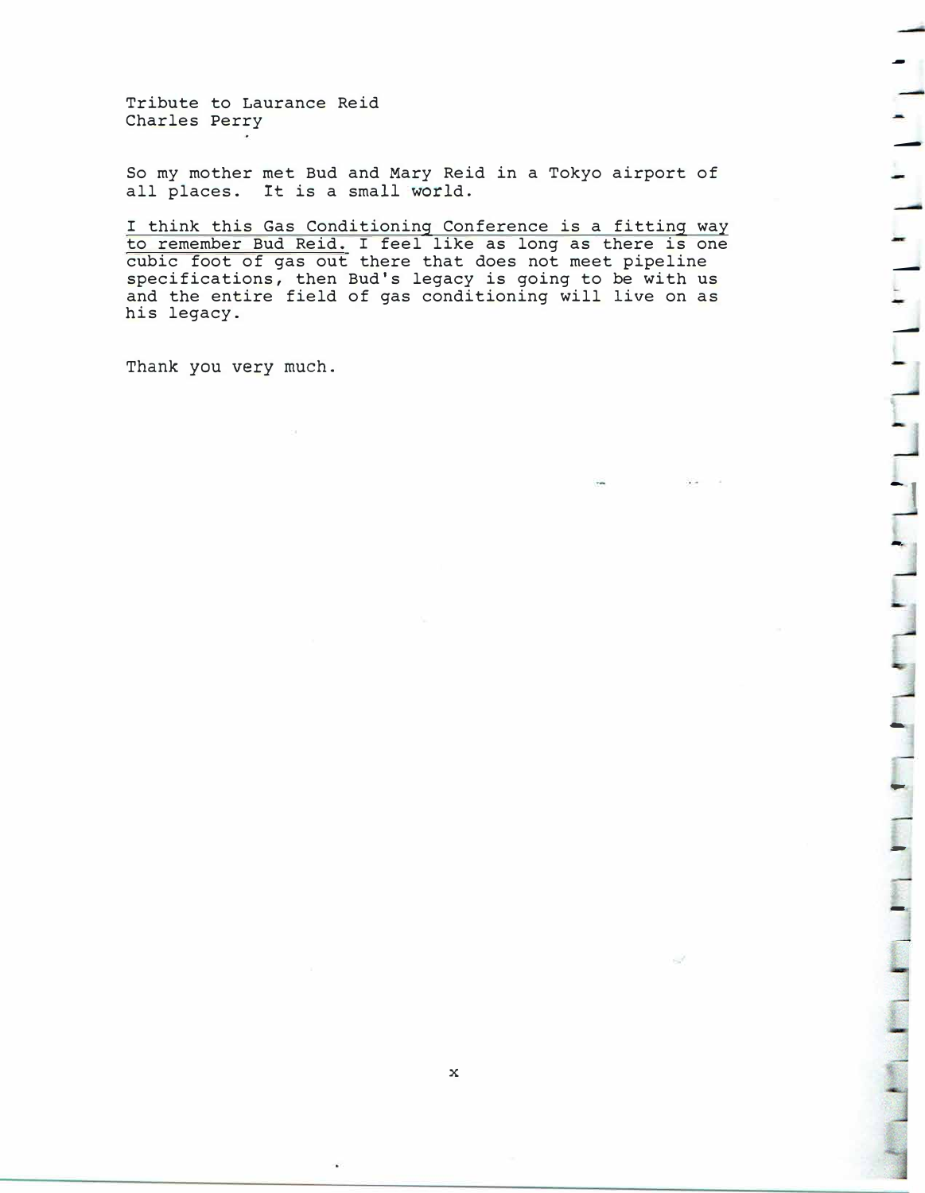Tribute to Laurance Reid
Charles Perry

So my mother met Bud and Mary Reid in a Tokyo airport of all places. It is a small world.

I think this Gas Conditioning Conference is a fitting way to remember Bud Reid. I feel like as long as there is one cubic foot of gas out there that does not meet pipeline specifications, then Bud's legacy is going to be with us and the entire field of gas conditioning will live on as his legacy.

Thank you very much.